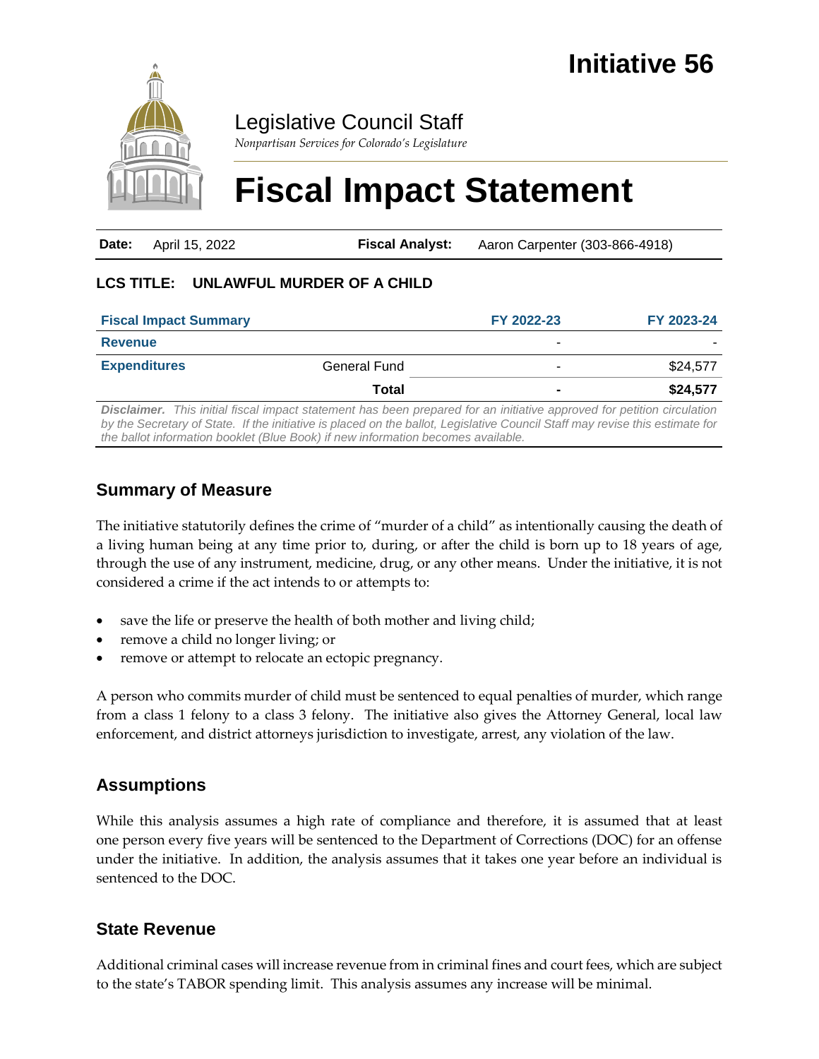# Initiative 56

Legislative Council Staff

*Nonpartisan Services for Colorado's Legislature*

# Fiscal Impact Statement

| **Date:** April 15, 2022 | **Fiscal Analyst:** Aaron Carpenter (303-866-4918) |
|---|---|

**LCS TITLE: UNLAWFUL MURDER OF A CHILD**

| Fiscal Impact Summary | | FY 2022-23 | FY 2023-24 |
|---|---|---|---|
| **Revenue** | | - | - |
| **Expenditures** | General Fund | - | $24,577 |
| | **Total** | **-** | **$24,577** |

***Disclaimer.*** *This initial fiscal impact statement has been prepared for an initiative approved for petition circulation by the Secretary of State. If the initiative is placed on the ballot, Legislative Council Staff may revise this estimate for the ballot information booklet (Blue Book) if new information becomes available.*

## Summary of Measure

The initiative statutorily defines the crime of "murder of a child" as intentionally causing the death of a living human being at any time prior to, during, or after the child is born up to 18 years of age, through the use of any instrument, medicine, drug, or any other means. Under the initiative, it is not considered a crime if the act intends to or attempts to:

- save the life or preserve the health of both mother and living child;
- remove a child no longer living; or
- remove or attempt to relocate an ectopic pregnancy.

A person who commits murder of child must be sentenced to equal penalties of murder, which range from a class 1 felony to a class 3 felony. The initiative also gives the Attorney General, local law enforcement, and district attorneys jurisdiction to investigate, arrest, any violation of the law.

## Assumptions

While this analysis assumes a high rate of compliance and therefore, it is assumed that at least one person every five years will be sentenced to the Department of Corrections (DOC) for an offense under the initiative. In addition, the analysis assumes that it takes one year before an individual is sentenced to the DOC.

## State Revenue

Additional criminal cases will increase revenue from in criminal fines and court fees, which are subject to the state's TABOR spending limit. This analysis assumes any increase will be minimal.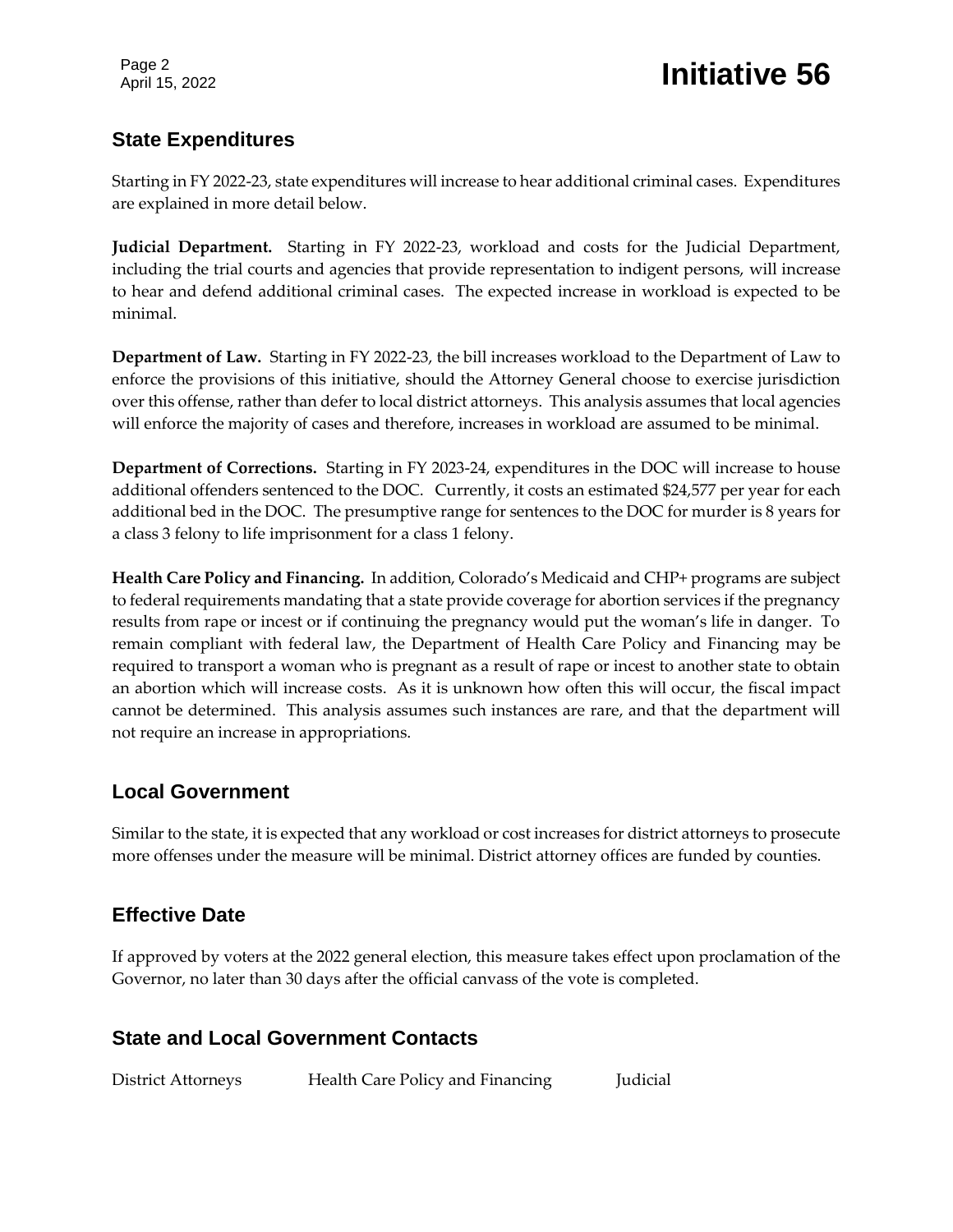## State Expenditures

Starting in FY 2022-23, state expenditures will increase to hear additional criminal cases. Expenditures are explained in more detail below.

**Judicial Department.** Starting in FY 2022-23, workload and costs for the Judicial Department, including the trial courts and agencies that provide representation to indigent persons, will increase to hear and defend additional criminal cases. The expected increase in workload is expected to be minimal.

**Department of Law.** Starting in FY 2022-23, the bill increases workload to the Department of Law to enforce the provisions of this initiative, should the Attorney General choose to exercise jurisdiction over this offense, rather than defer to local district attorneys. This analysis assumes that local agencies will enforce the majority of cases and therefore, increases in workload are assumed to be minimal.

**Department of Corrections.** Starting in FY 2023-24, expenditures in the DOC will increase to house additional offenders sentenced to the DOC. Currently, it costs an estimated $24,577 per year for each additional bed in the DOC. The presumptive range for sentences to the DOC for murder is 8 years for a class 3 felony to life imprisonment for a class 1 felony.

**Health Care Policy and Financing.** In addition, Colorado's Medicaid and CHP+ programs are subject to federal requirements mandating that a state provide coverage for abortion services if the pregnancy results from rape or incest or if continuing the pregnancy would put the woman's life in danger. To remain compliant with federal law, the Department of Health Care Policy and Financing may be required to transport a woman who is pregnant as a result of rape or incest to another state to obtain an abortion which will increase costs. As it is unknown how often this will occur, the fiscal impact cannot be determined. This analysis assumes such instances are rare, and that the department will not require an increase in appropriations.

## Local Government

Similar to the state, it is expected that any workload or cost increases for district attorneys to prosecute more offenses under the measure will be minimal. District attorney offices are funded by counties.

## Effective Date

If approved by voters at the 2022 general election, this measure takes effect upon proclamation of the Governor, no later than 30 days after the official canvass of the vote is completed.

## State and Local Government Contacts

District Attorneys     Health Care Policy and Financing     Judicial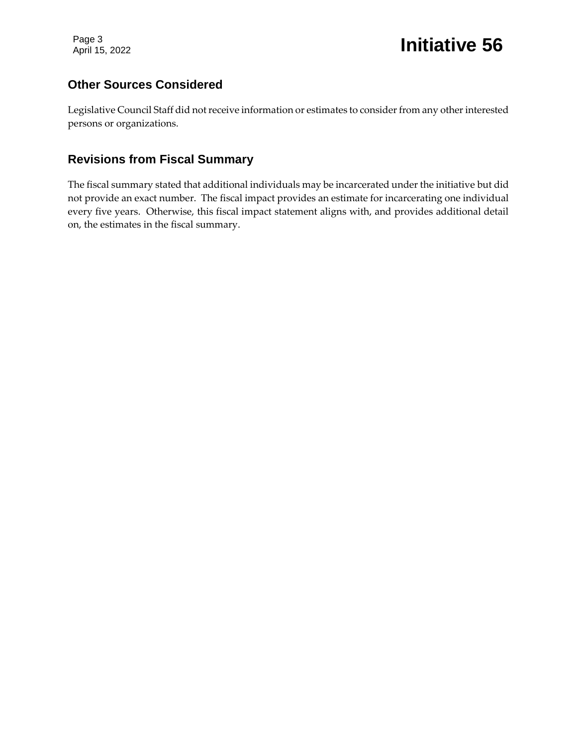## Other Sources Considered

Legislative Council Staff did not receive information or estimates to consider from any other interested persons or organizations.

## Revisions from Fiscal Summary

The fiscal summary stated that additional individuals may be incarcerated under the initiative but did not provide an exact number. The fiscal impact provides an estimate for incarcerating one individual every five years. Otherwise, this fiscal impact statement aligns with, and provides additional detail on, the estimates in the fiscal summary.